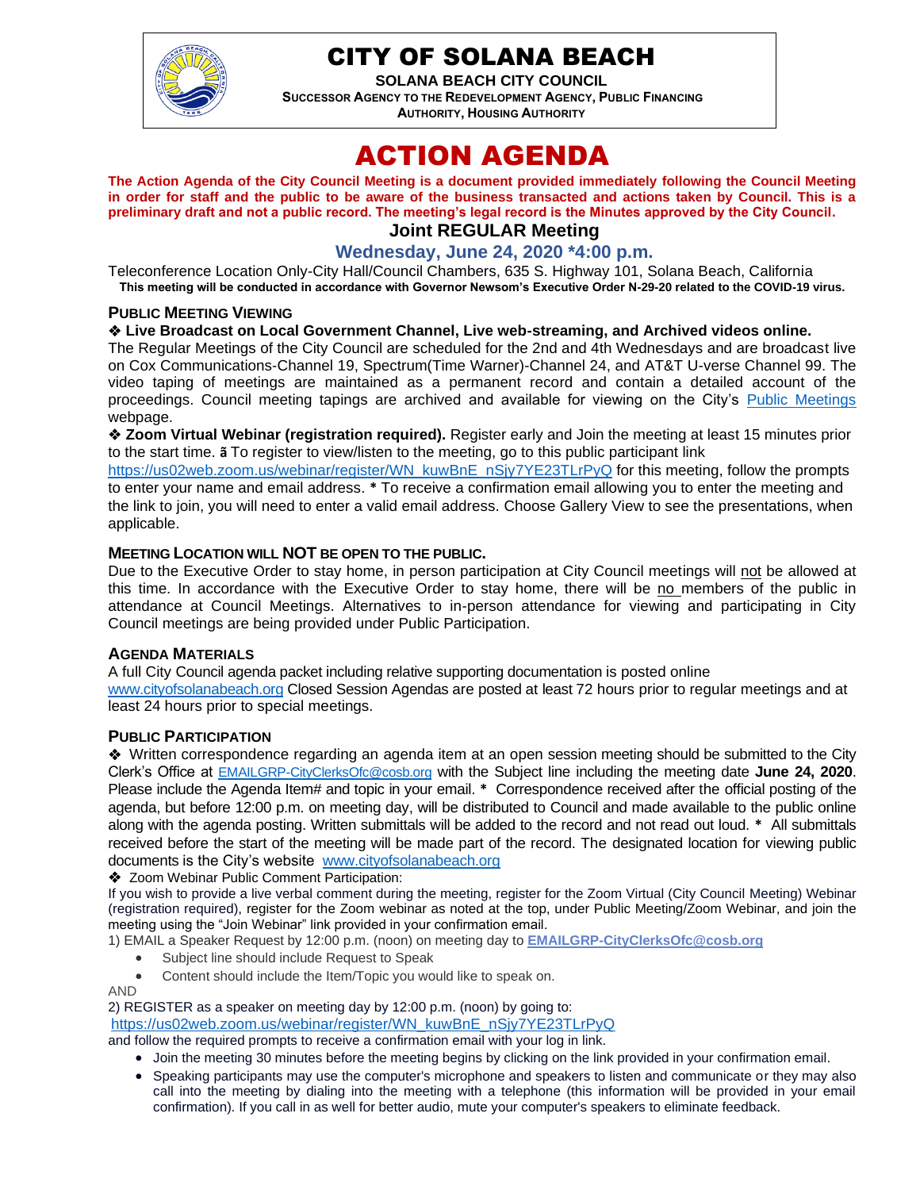# CITY OF SOLANA BEACH

**SOLANA BEACH CITY COUNCIL**
**SUCCESSOR AGENCY TO THE REDEVELOPMENT AGENCY, PUBLIC FINANCING AUTHORITY, HOUSING AUTHORITY**

# ACTION AGENDA

**The Action Agenda of the City Council Meeting is a document provided immediately following the Council Meeting in order for staff and the public to be aware of the business transacted and actions taken by Council. This is a preliminary draft and not a public record. The meeting's legal record is the Minutes approved by the City Council.**

## Joint REGULAR Meeting

## Wednesday, June 24, 2020 *4:00 p.m.

Teleconference Location Only-City Hall/Council Chambers, 635 S. Highway 101, Solana Beach, California
**This meeting will be conducted in accordance with Governor Newsom's Executive Order N-29-20 related to the COVID-19 virus.**

### PUBLIC MEETING VIEWING

❖ **Live Broadcast on Local Government Channel, Live web-streaming, and Archived videos online.**
The Regular Meetings of the City Council are scheduled for the 2nd and 4th Wednesdays and are broadcast live on Cox Communications-Channel 19, Spectrum(Time Warner)-Channel 24, and AT&T U-verse Channel 99. The video taping of meetings are maintained as a permanent record and contain a detailed account of the proceedings. Council meeting tapings are archived and available for viewing on the City's Public Meetings webpage.

❖ **Zoom Virtual Webinar (registration required).** Register early and Join the meeting at least 15 minutes prior to the start time. ã To register to view/listen to the meeting, go to this public participant link https://us02web.zoom.us/webinar/register/WN_kuwBnE_nSjy7YE23TLrPyQ for this meeting, follow the prompts to enter your name and email address. * To receive a confirmation email allowing you to enter the meeting and the link to join, you will need to enter a valid email address. Choose Gallery View to see the presentations, when applicable.

### MEETING LOCATION WILL NOT BE OPEN TO THE PUBLIC.

Due to the Executive Order to stay home, in person participation at City Council meetings will not be allowed at this time. In accordance with the Executive Order to stay home, there will be no members of the public in attendance at Council Meetings. Alternatives to in-person attendance for viewing and participating in City Council meetings are being provided under Public Participation.

### AGENDA MATERIALS

A full City Council agenda packet including relative supporting documentation is posted online www.cityofsolanabeach.org Closed Session Agendas are posted at least 72 hours prior to regular meetings and at least 24 hours prior to special meetings.

### PUBLIC PARTICIPATION

❖ Written correspondence regarding an agenda item at an open session meeting should be submitted to the City Clerk's Office at EMAILGRP-CityClerksOfc@cosb.org with the Subject line including the meeting date **June 24, 2020**. Please include the Agenda Item# and topic in your email. * Correspondence received after the official posting of the agenda, but before 12:00 p.m. on meeting day, will be distributed to Council and made available to the public online along with the agenda posting. Written submittals will be added to the record and not read out loud. * All submittals received before the start of the meeting will be made part of the record. The designated location for viewing public documents is the City's website www.cityofsolanabeach.org

❖ Zoom Webinar Public Comment Participation:
If you wish to provide a live verbal comment during the meeting, register for the Zoom Virtual (City Council Meeting) Webinar (registration required), register for the Zoom webinar as noted at the top, under Public Meeting/Zoom Webinar, and join the meeting using the "Join Webinar" link provided in your confirmation email.

1) EMAIL a Speaker Request by 12:00 p.m. (noon) on meeting day to **EMAILGRP-CityClerksOfc@cosb.org**
   - Subject line should include Request to Speak
   - Content should include the Item/Topic you would like to speak on.

AND

2) REGISTER as a speaker on meeting day by 12:00 p.m. (noon) by going to: https://us02web.zoom.us/webinar/register/WN_kuwBnE_nSjy7YE23TLrPyQ and follow the required prompts to receive a confirmation email with your log in link.

- Join the meeting 30 minutes before the meeting begins by clicking on the link provided in your confirmation email.
- Speaking participants may use the computer's microphone and speakers to listen and communicate or they may also call into the meeting by dialing into the meeting with a telephone (this information will be provided in your email confirmation). If you call in as well for better audio, mute your computer's speakers to eliminate feedback.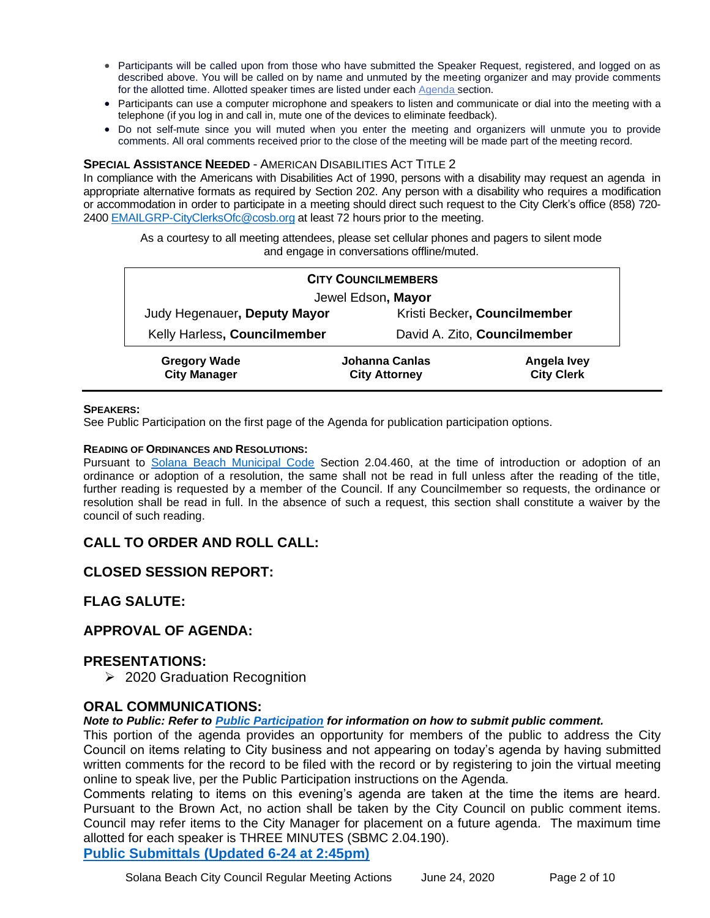- Participants will be called upon from those who have submitted the Speaker Request, registered, and logged on as described above. You will be called on by name and unmuted by the meeting organizer and may provide comments for the allotted time. Allotted speaker times are listed under each [Agenda](Agenda) section.
- Participants can use a computer microphone and speakers to listen and communicate or dial into the meeting with a telephone (if you log in and call in, mute one of the devices to eliminate feedback).
- Do not self-mute since you will muted when you enter the meeting and organizers will unmute you to provide comments. All oral comments received prior to the close of the meeting will be made part of the meeting record.

**SPECIAL ASSISTANCE NEEDED** - AMERICAN DISABILITIES ACT TITLE 2

In compliance with the Americans with Disabilities Act of 1990, persons with a disability may request an agenda in appropriate alternative formats as required by Section 202. Any person with a disability who requires a modification or accommodation in order to participate in a meeting should direct such request to the City Clerk's office (858) 720-2400 EMAILGRP-CityClerksOfc@cosb.org at least 72 hours prior to the meeting.

As a courtesy to all meeting attendees, please set cellular phones and pagers to silent mode and engage in conversations offline/muted.

| **CITY COUNCILMEMBERS** | |
|---|---|
| Jewel Edson, **Mayor** | |
| Judy Hegenauer, **Deputy Mayor** | Kristi Becker, **Councilmember** |
| Kelly Harless, **Councilmember** | David A. Zito, **Councilmember** |

| **Gregory Wade** | **Johanna Canlas** | **Angela Ivey** |
|---|---|---|
| **City Manager** | **City Attorney** | **City Clerk** |

**SPEAKERS:**

See Public Participation on the first page of the Agenda for publication participation options.

**READING OF ORDINANCES AND RESOLUTIONS:**

Pursuant to [Solana Beach Municipal Code](Solana Beach Municipal Code) Section 2.04.460, at the time of introduction or adoption of an ordinance or adoption of a resolution, the same shall not be read in full unless after the reading of the title, further reading is requested by a member of the Council. If any Councilmember so requests, the ordinance or resolution shall be read in full. In the absence of such a request, this section shall constitute a waiver by the council of such reading.

## CALL TO ORDER AND ROLL CALL:

## CLOSED SESSION REPORT:

## FLAG SALUTE:

## APPROVAL OF AGENDA:

## PRESENTATIONS:

- 2020 Graduation Recognition

## ORAL COMMUNICATIONS:

***Note to Public: Refer to [Public Participation](Public Participation) for information on how to submit public comment.***

This portion of the agenda provides an opportunity for members of the public to address the City Council on items relating to City business and not appearing on today's agenda by having submitted written comments for the record to be filed with the record or by registering to join the virtual meeting online to speak live, per the Public Participation instructions on the Agenda.

Comments relating to items on this evening's agenda are taken at the time the items are heard. Pursuant to the Brown Act, no action shall be taken by the City Council on public comment items. Council may refer items to the City Manager for placement on a future agenda. The maximum time allotted for each speaker is THREE MINUTES (SBMC 2.04.190).

**[Public Submittals (Updated 6-24 at 2:45pm)](Public Submittals (Updated 6-24 at 2:45pm))**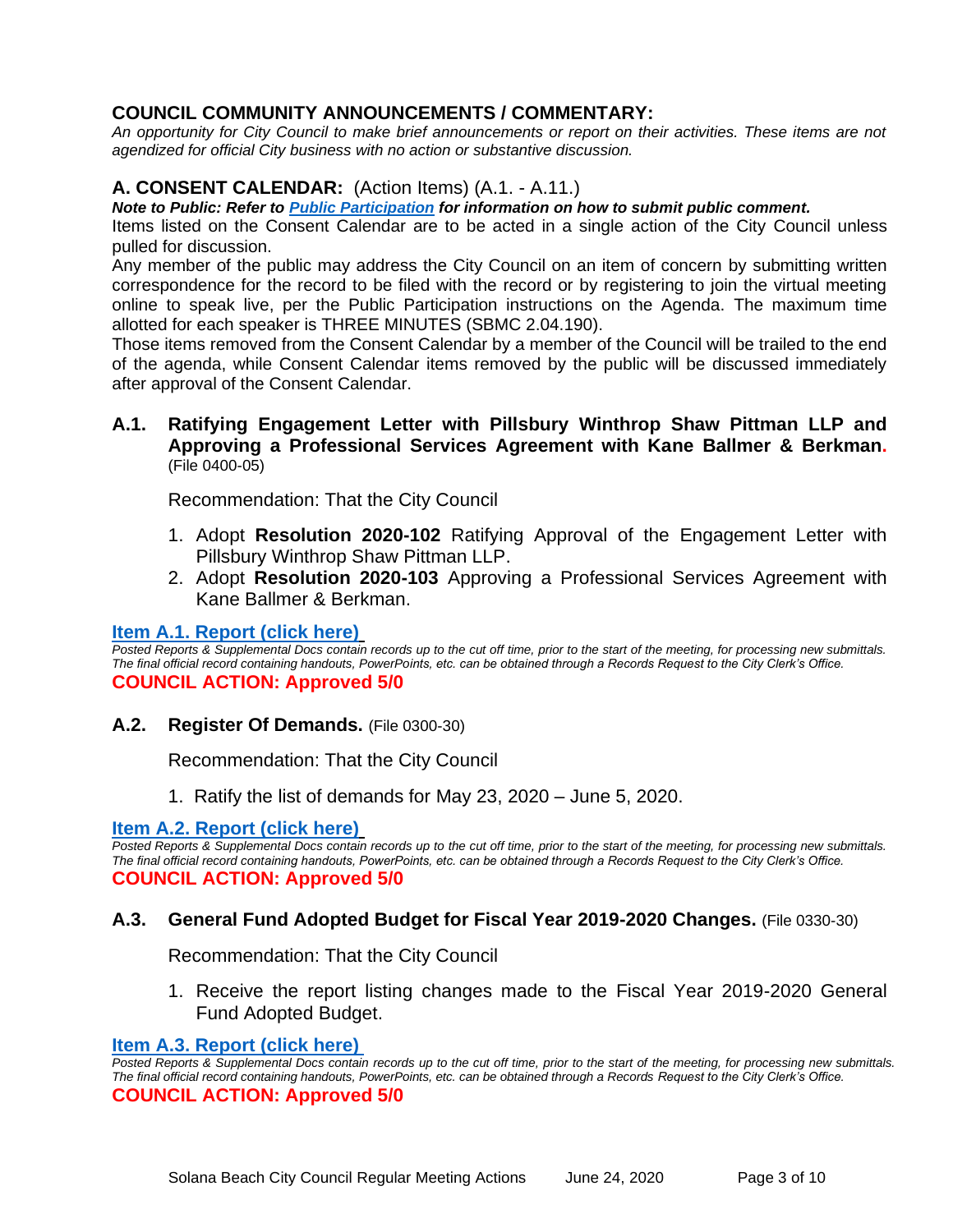## COUNCIL COMMUNITY ANNOUNCEMENTS / COMMENTARY:

*An opportunity for City Council to make brief announcements or report on their activities. These items are not agendized for official City business with no action or substantive discussion.*

## A. CONSENT CALENDAR: (Action Items) (A.1. - A.11.)

***Note to Public: Refer to Public Participation for information on how to submit public comment.***

Items listed on the Consent Calendar are to be acted in a single action of the City Council unless pulled for discussion.

Any member of the public may address the City Council on an item of concern by submitting written correspondence for the record to be filed with the record or by registering to join the virtual meeting online to speak live, per the Public Participation instructions on the Agenda. The maximum time allotted for each speaker is THREE MINUTES (SBMC 2.04.190).

Those items removed from the Consent Calendar by a member of the Council will be trailed to the end of the agenda, while Consent Calendar items removed by the public will be discussed immediately after approval of the Consent Calendar.

### A.1. Ratifying Engagement Letter with Pillsbury Winthrop Shaw Pittman LLP and Approving a Professional Services Agreement with Kane Ballmer & Berkman. (File 0400-05)

Recommendation: That the City Council

1. Adopt **Resolution 2020-102** Ratifying Approval of the Engagement Letter with Pillsbury Winthrop Shaw Pittman LLP.
2. Adopt **Resolution 2020-103** Approving a Professional Services Agreement with Kane Ballmer & Berkman.

**Item A.1. Report (click here)**

*Posted Reports & Supplemental Docs contain records up to the cut off time, prior to the start of the meeting, for processing new submittals. The final official record containing handouts, PowerPoints, etc. can be obtained through a Records Request to the City Clerk's Office.*

**COUNCIL ACTION: Approved 5/0**

### A.2. Register Of Demands. (File 0300-30)

Recommendation: That the City Council

1. Ratify the list of demands for May 23, 2020 – June 5, 2020.

**Item A.2. Report (click here)**

*Posted Reports & Supplemental Docs contain records up to the cut off time, prior to the start of the meeting, for processing new submittals. The final official record containing handouts, PowerPoints, etc. can be obtained through a Records Request to the City Clerk's Office.*

**COUNCIL ACTION: Approved 5/0**

### A.3. General Fund Adopted Budget for Fiscal Year 2019-2020 Changes. (File 0330-30)

Recommendation: That the City Council

1. Receive the report listing changes made to the Fiscal Year 2019-2020 General Fund Adopted Budget.

**Item A.3. Report (click here)**

*Posted Reports & Supplemental Docs contain records up to the cut off time, prior to the start of the meeting, for processing new submittals. The final official record containing handouts, PowerPoints, etc. can be obtained through a Records Request to the City Clerk's Office.*

**COUNCIL ACTION: Approved 5/0**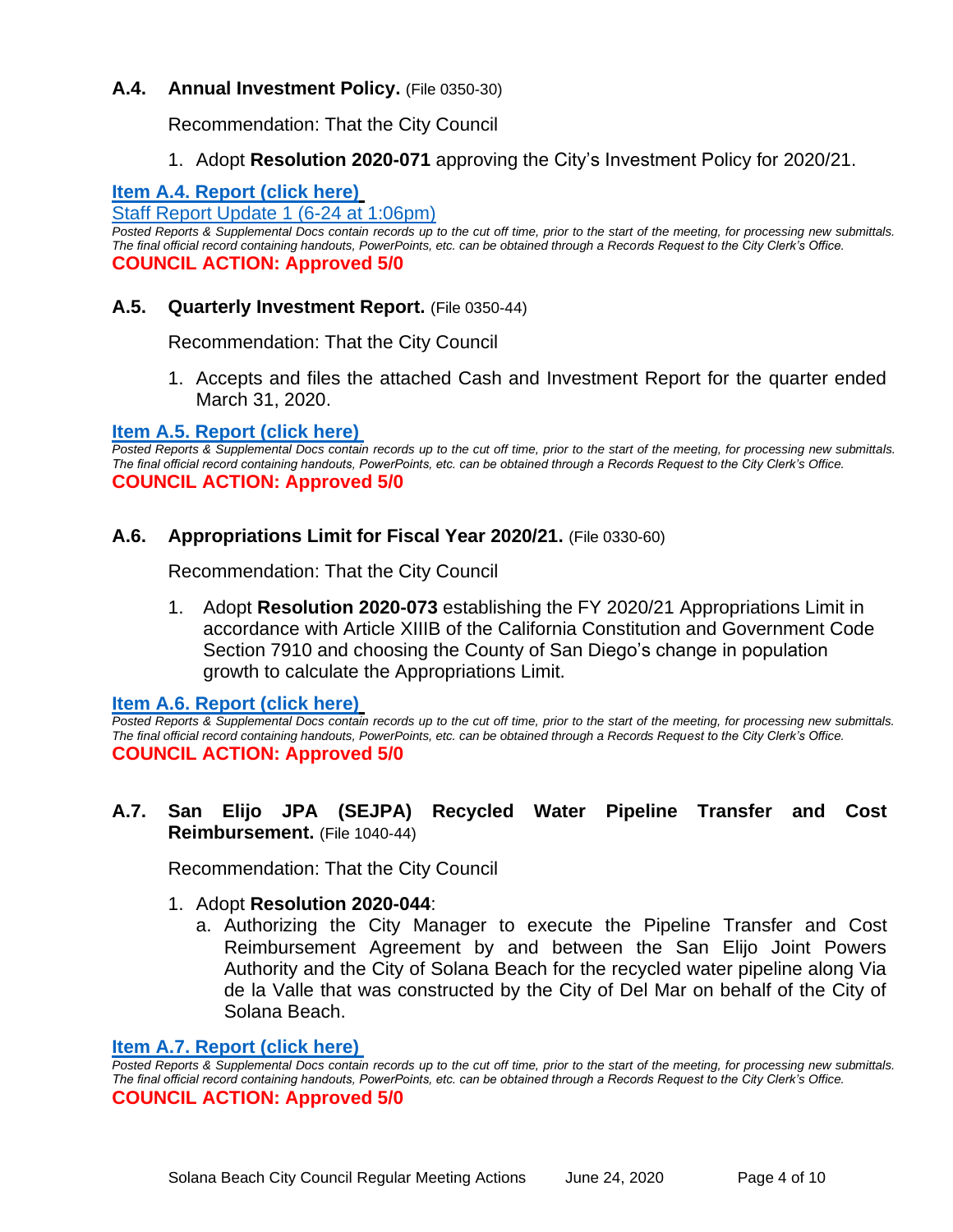### A.4. Annual Investment Policy. (File 0350-30)

Recommendation: That the City Council

1. Adopt **Resolution 2020-071** approving the City's Investment Policy for 2020/21.

**Item A.4. Report (click here)**
Staff Report Update 1 (6-24 at 1:06pm)
*Posted Reports & Supplemental Docs contain records up to the cut off time, prior to the start of the meeting, for processing new submittals. The final official record containing handouts, PowerPoints, etc. can be obtained through a Records Request to the City Clerk's Office.*
**COUNCIL ACTION: Approved 5/0**

### A.5. Quarterly Investment Report. (File 0350-44)

Recommendation: That the City Council

1. Accepts and files the attached Cash and Investment Report for the quarter ended March 31, 2020.

**Item A.5. Report (click here)**
*Posted Reports & Supplemental Docs contain records up to the cut off time, prior to the start of the meeting, for processing new submittals. The final official record containing handouts, PowerPoints, etc. can be obtained through a Records Request to the City Clerk's Office.*
**COUNCIL ACTION: Approved 5/0**

### A.6. Appropriations Limit for Fiscal Year 2020/21. (File 0330-60)

Recommendation: That the City Council

1. Adopt **Resolution 2020-073** establishing the FY 2020/21 Appropriations Limit in accordance with Article XIIIB of the California Constitution and Government Code Section 7910 and choosing the County of San Diego's change in population growth to calculate the Appropriations Limit.

**Item A.6. Report (click here)**
*Posted Reports & Supplemental Docs contain records up to the cut off time, prior to the start of the meeting, for processing new submittals. The final official record containing handouts, PowerPoints, etc. can be obtained through a Records Request to the City Clerk's Office.*
**COUNCIL ACTION: Approved 5/0**

### A.7. San Elijo JPA (SEJPA) Recycled Water Pipeline Transfer and Cost Reimbursement. (File 1040-44)

Recommendation: That the City Council

1. Adopt **Resolution 2020-044**:
   a. Authorizing the City Manager to execute the Pipeline Transfer and Cost Reimbursement Agreement by and between the San Elijo Joint Powers Authority and the City of Solana Beach for the recycled water pipeline along Via de la Valle that was constructed by the City of Del Mar on behalf of the City of Solana Beach.

**Item A.7. Report (click here)**
*Posted Reports & Supplemental Docs contain records up to the cut off time, prior to the start of the meeting, for processing new submittals. The final official record containing handouts, PowerPoints, etc. can be obtained through a Records Request to the City Clerk's Office.*
**COUNCIL ACTION: Approved 5/0**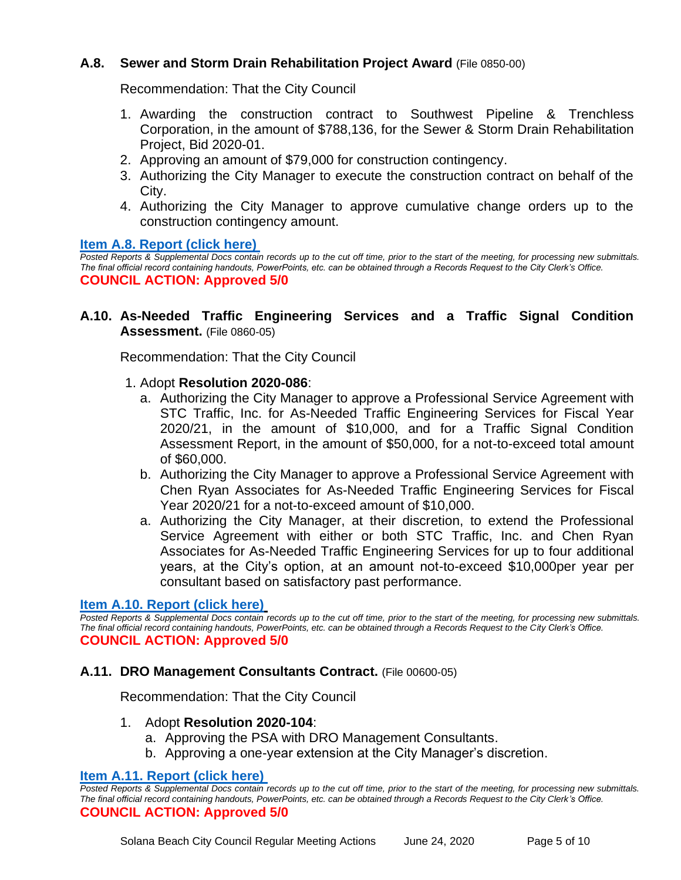### A.8. Sewer and Storm Drain Rehabilitation Project Award (File 0850-00)

Recommendation: That the City Council

1. Awarding the construction contract to Southwest Pipeline & Trenchless Corporation, in the amount of $788,136, for the Sewer & Storm Drain Rehabilitation Project, Bid 2020-01.
2. Approving an amount of $79,000 for construction contingency.
3. Authorizing the City Manager to execute the construction contract on behalf of the City.
4. Authorizing the City Manager to approve cumulative change orders up to the construction contingency amount.

**Item A.8. Report (click here)**

*Posted Reports & Supplemental Docs contain records up to the cut off time, prior to the start of the meeting, for processing new submittals. The final official record containing handouts, PowerPoints, etc. can be obtained through a Records Request to the City Clerk's Office.*

**COUNCIL ACTION: Approved 5/0**

### A.10. As-Needed Traffic Engineering Services and a Traffic Signal Condition Assessment. (File 0860-05)

Recommendation: That the City Council

1. Adopt **Resolution 2020-086**:
   a. Authorizing the City Manager to approve a Professional Service Agreement with STC Traffic, Inc. for As-Needed Traffic Engineering Services for Fiscal Year 2020/21, in the amount of $10,000, and for a Traffic Signal Condition Assessment Report, in the amount of $50,000, for a not-to-exceed total amount of $60,000.
   b. Authorizing the City Manager to approve a Professional Service Agreement with Chen Ryan Associates for As-Needed Traffic Engineering Services for Fiscal Year 2020/21 for a not-to-exceed amount of $10,000.
   a. Authorizing the City Manager, at their discretion, to extend the Professional Service Agreement with either or both STC Traffic, Inc. and Chen Ryan Associates for As-Needed Traffic Engineering Services for up to four additional years, at the City's option, at an amount not-to-exceed $10,000per year per consultant based on satisfactory past performance.

**Item A.10. Report (click here)**

*Posted Reports & Supplemental Docs contain records up to the cut off time, prior to the start of the meeting, for processing new submittals. The final official record containing handouts, PowerPoints, etc. can be obtained through a Records Request to the City Clerk's Office.*

**COUNCIL ACTION: Approved 5/0**

### A.11. DRO Management Consultants Contract. (File 00600-05)

Recommendation: That the City Council

1. Adopt **Resolution 2020-104**:
   a. Approving the PSA with DRO Management Consultants.
   b. Approving a one-year extension at the City Manager's discretion.

**Item A.11. Report (click here)**

*Posted Reports & Supplemental Docs contain records up to the cut off time, prior to the start of the meeting, for processing new submittals. The final official record containing handouts, PowerPoints, etc. can be obtained through a Records Request to the City Clerk's Office.*

**COUNCIL ACTION: Approved 5/0**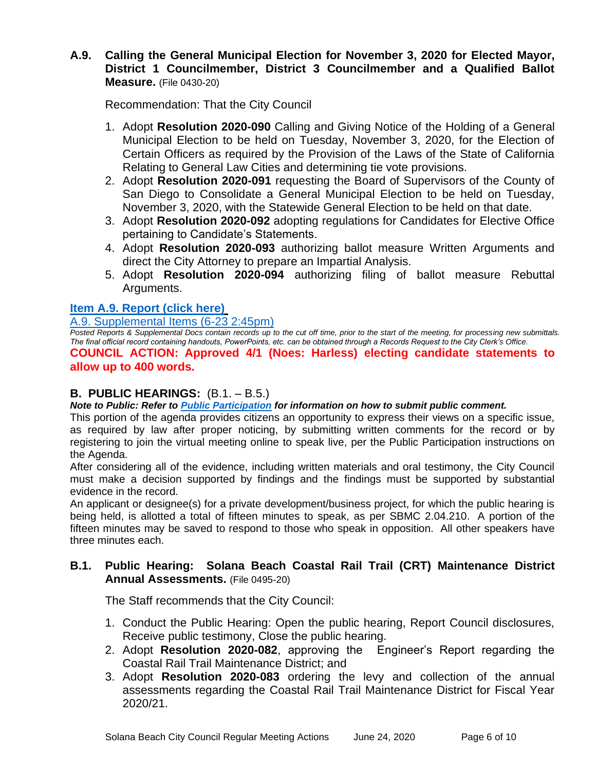### A.9. Calling the General Municipal Election for November 3, 2020 for Elected Mayor, District 1 Councilmember, District 3 Councilmember and a Qualified Ballot Measure. (File 0430-20)

Recommendation: That the City Council

1. Adopt **Resolution 2020-090** Calling and Giving Notice of the Holding of a General Municipal Election to be held on Tuesday, November 3, 2020, for the Election of Certain Officers as required by the Provision of the Laws of the State of California Relating to General Law Cities and determining tie vote provisions.
2. Adopt **Resolution 2020-091** requesting the Board of Supervisors of the County of San Diego to Consolidate a General Municipal Election to be held on Tuesday, November 3, 2020, with the Statewide General Election to be held on that date.
3. Adopt **Resolution 2020-092** adopting regulations for Candidates for Elective Office pertaining to Candidate's Statements.
4. Adopt **Resolution 2020-093** authorizing ballot measure Written Arguments and direct the City Attorney to prepare an Impartial Analysis.
5. Adopt **Resolution 2020-094** authorizing filing of ballot measure Rebuttal Arguments.

**Item A.9. Report (click here)**

A.9. Supplemental Items (6-23 2:45pm)

*Posted Reports & Supplemental Docs contain records up to the cut off time, prior to the start of the meeting, for processing new submittals. The final official record containing handouts, PowerPoints, etc. can be obtained through a Records Request to the City Clerk's Office.*

**COUNCIL ACTION: Approved 4/1 (Noes: Harless) electing candidate statements to allow up to 400 words.**

## B. PUBLIC HEARINGS: (B.1. – B.5.)

***Note to Public: Refer to Public Participation for information on how to submit public comment.***

This portion of the agenda provides citizens an opportunity to express their views on a specific issue, as required by law after proper noticing, by submitting written comments for the record or by registering to join the virtual meeting online to speak live, per the Public Participation instructions on the Agenda.

After considering all of the evidence, including written materials and oral testimony, the City Council must make a decision supported by findings and the findings must be supported by substantial evidence in the record.

An applicant or designee(s) for a private development/business project, for which the public hearing is being held, is allotted a total of fifteen minutes to speak, as per SBMC 2.04.210. A portion of the fifteen minutes may be saved to respond to those who speak in opposition. All other speakers have three minutes each.

### B.1. Public Hearing: Solana Beach Coastal Rail Trail (CRT) Maintenance District Annual Assessments. (File 0495-20)

The Staff recommends that the City Council:

1. Conduct the Public Hearing: Open the public hearing, Report Council disclosures, Receive public testimony, Close the public hearing.
2. Adopt **Resolution 2020-082**, approving the Engineer's Report regarding the Coastal Rail Trail Maintenance District; and
3. Adopt **Resolution 2020-083** ordering the levy and collection of the annual assessments regarding the Coastal Rail Trail Maintenance District for Fiscal Year 2020/21.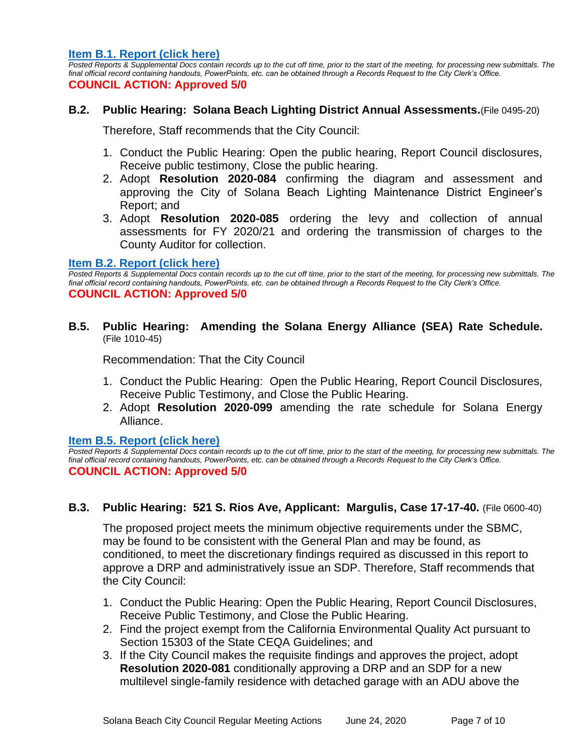**Item B.1. Report (click here)**

*Posted Reports & Supplemental Docs contain records up to the cut off time, prior to the start of the meeting, for processing new submittals. The final official record containing handouts, PowerPoints, etc. can be obtained through a Records Request to the City Clerk's Office.*

**COUNCIL ACTION: Approved 5/0**

### B.2. Public Hearing: Solana Beach Lighting District Annual Assessments. (File 0495-20)

Therefore, Staff recommends that the City Council:

1. Conduct the Public Hearing: Open the public hearing, Report Council disclosures, Receive public testimony, Close the public hearing.
2. Adopt **Resolution 2020-084** confirming the diagram and assessment and approving the City of Solana Beach Lighting Maintenance District Engineer's Report; and
3. Adopt **Resolution 2020-085** ordering the levy and collection of annual assessments for FY 2020/21 and ordering the transmission of charges to the County Auditor for collection.

**Item B.2. Report (click here)**

*Posted Reports & Supplemental Docs contain records up to the cut off time, prior to the start of the meeting, for processing new submittals. The final official record containing handouts, PowerPoints, etc. can be obtained through a Records Request to the City Clerk's Office.*

**COUNCIL ACTION: Approved 5/0**

### B.5. Public Hearing: Amending the Solana Energy Alliance (SEA) Rate Schedule. (File 1010-45)

Recommendation: That the City Council

1. Conduct the Public Hearing: Open the Public Hearing, Report Council Disclosures, Receive Public Testimony, and Close the Public Hearing.
2. Adopt **Resolution 2020-099** amending the rate schedule for Solana Energy Alliance.

**Item B.5. Report (click here)**

*Posted Reports & Supplemental Docs contain records up to the cut off time, prior to the start of the meeting, for processing new submittals. The final official record containing handouts, PowerPoints, etc. can be obtained through a Records Request to the City Clerk's Office.*

**COUNCIL ACTION: Approved 5/0**

### B.3. Public Hearing: 521 S. Rios Ave, Applicant: Margulis, Case 17-17-40. (File 0600-40)

The proposed project meets the minimum objective requirements under the SBMC, may be found to be consistent with the General Plan and may be found, as conditioned, to meet the discretionary findings required as discussed in this report to approve a DRP and administratively issue an SDP. Therefore, Staff recommends that the City Council:

1. Conduct the Public Hearing: Open the Public Hearing, Report Council Disclosures, Receive Public Testimony, and Close the Public Hearing.
2. Find the project exempt from the California Environmental Quality Act pursuant to Section 15303 of the State CEQA Guidelines; and
3. If the City Council makes the requisite findings and approves the project, adopt **Resolution 2020-081** conditionally approving a DRP and an SDP for a new multilevel single-family residence with detached garage with an ADU above the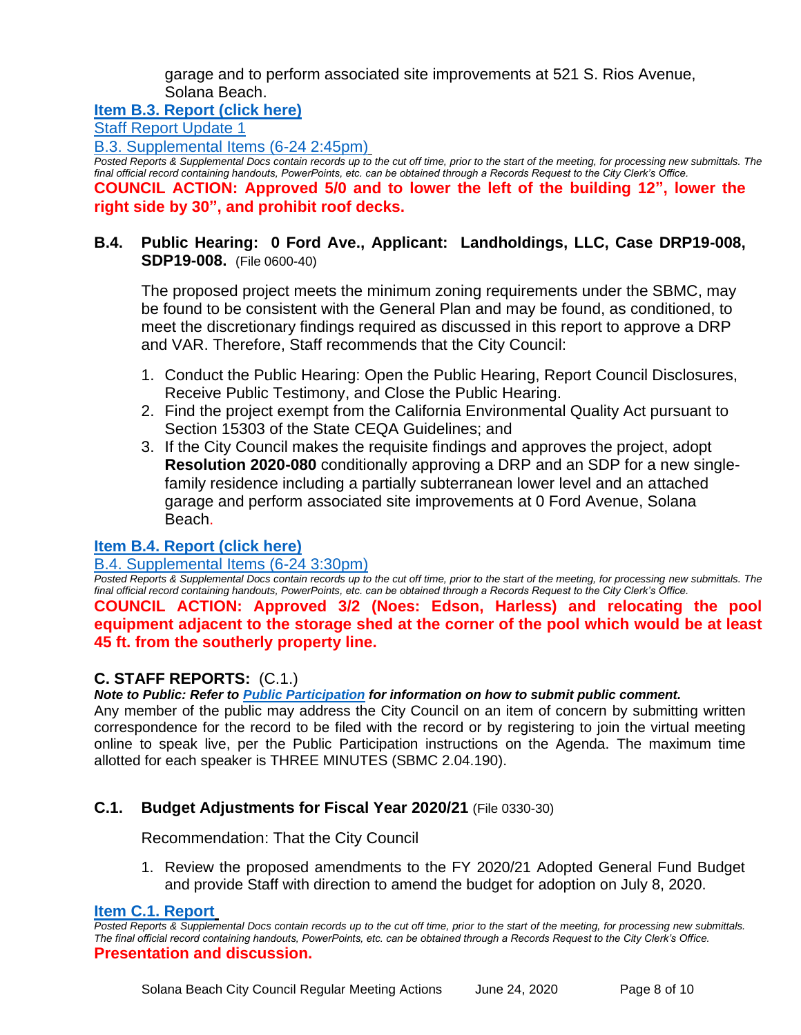garage and to perform associated site improvements at 521 S. Rios Avenue, Solana Beach.

**Item B.3. Report (click here)**

Staff Report Update 1

B.3. Supplemental Items (6-24 2:45pm)

*Posted Reports & Supplemental Docs contain records up to the cut off time, prior to the start of the meeting, for processing new submittals. The final official record containing handouts, PowerPoints, etc. can be obtained through a Records Request to the City Clerk's Office.*

**COUNCIL ACTION: Approved 5/0 and to lower the left of the building 12", lower the right side by 30", and prohibit roof decks.**

### B.4. Public Hearing: 0 Ford Ave., Applicant: Landholdings, LLC, Case DRP19-008, SDP19-008. (File 0600-40)

The proposed project meets the minimum zoning requirements under the SBMC, may be found to be consistent with the General Plan and may be found, as conditioned, to meet the discretionary findings required as discussed in this report to approve a DRP and VAR. Therefore, Staff recommends that the City Council:

1. Conduct the Public Hearing: Open the Public Hearing, Report Council Disclosures, Receive Public Testimony, and Close the Public Hearing.
2. Find the project exempt from the California Environmental Quality Act pursuant to Section 15303 of the State CEQA Guidelines; and
3. If the City Council makes the requisite findings and approves the project, adopt **Resolution 2020-080** conditionally approving a DRP and an SDP for a new single-family residence including a partially subterranean lower level and an attached garage and perform associated site improvements at 0 Ford Avenue, Solana Beach.

**Item B.4. Report (click here)**

B.4. Supplemental Items (6-24 3:30pm)

*Posted Reports & Supplemental Docs contain records up to the cut off time, prior to the start of the meeting, for processing new submittals. The final official record containing handouts, PowerPoints, etc. can be obtained through a Records Request to the City Clerk's Office.*

**COUNCIL ACTION: Approved 3/2 (Noes: Edson, Harless) and relocating the pool equipment adjacent to the storage shed at the corner of the pool which would be at least 45 ft. from the southerly property line.**

## C. STAFF REPORTS: (C.1.)

***Note to Public: Refer to Public Participation for information on how to submit public comment.***

Any member of the public may address the City Council on an item of concern by submitting written correspondence for the record to be filed with the record or by registering to join the virtual meeting online to speak live, per the Public Participation instructions on the Agenda. The maximum time allotted for each speaker is THREE MINUTES (SBMC 2.04.190).

### C.1. Budget Adjustments for Fiscal Year 2020/21 (File 0330-30)

Recommendation: That the City Council

1. Review the proposed amendments to the FY 2020/21 Adopted General Fund Budget and provide Staff with direction to amend the budget for adoption on July 8, 2020.

**Item C.1. Report**

*Posted Reports & Supplemental Docs contain records up to the cut off time, prior to the start of the meeting, for processing new submittals. The final official record containing handouts, PowerPoints, etc. can be obtained through a Records Request to the City Clerk's Office.*

**Presentation and discussion.**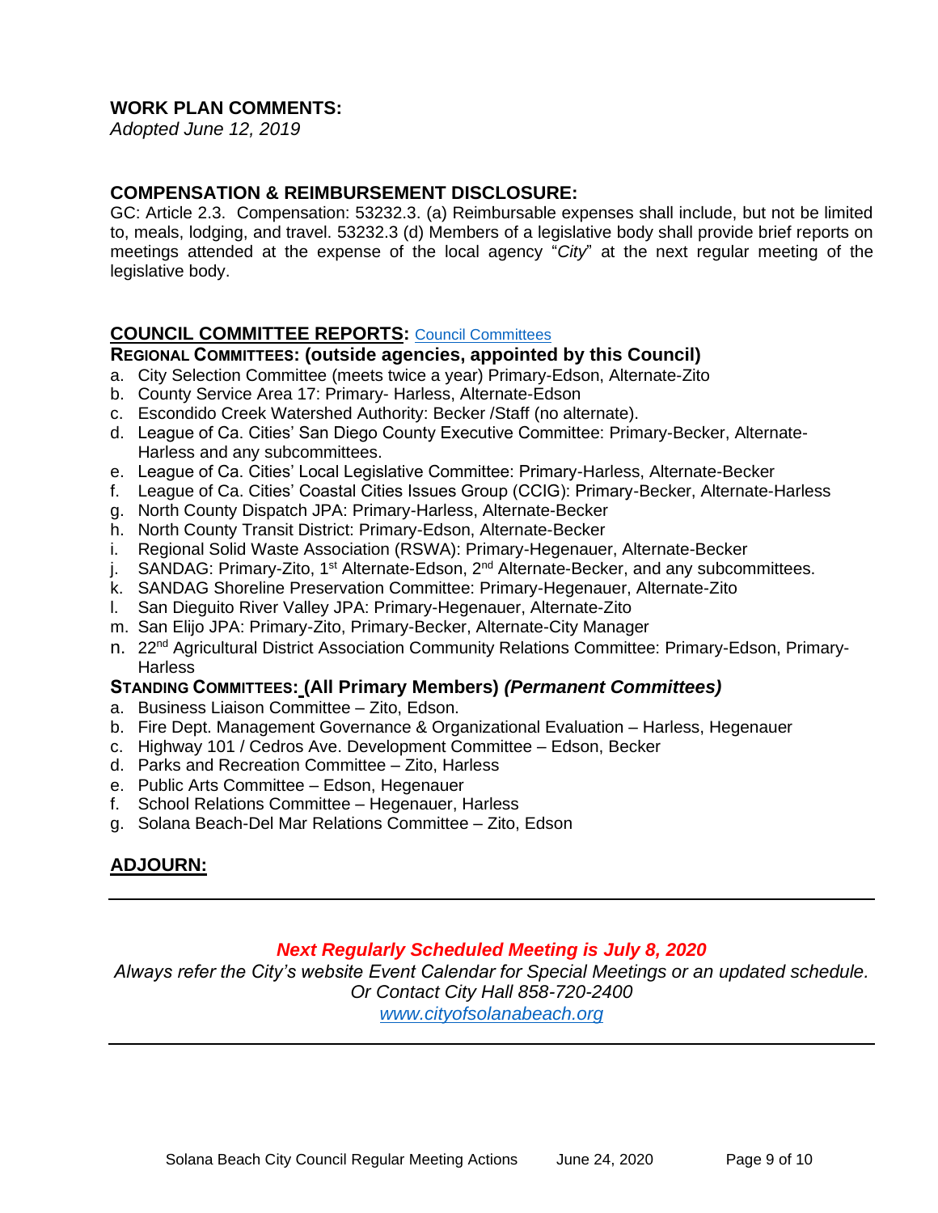## WORK PLAN COMMENTS:

*Adopted June 12, 2019*

## COMPENSATION & REIMBURSEMENT DISCLOSURE:

GC: Article 2.3. Compensation: 53232.3. (a) Reimbursable expenses shall include, but not be limited to, meals, lodging, and travel. 53232.3 (d) Members of a legislative body shall provide brief reports on meetings attended at the expense of the local agency "*City*" at the next regular meeting of the legislative body.

## COUNCIL COMMITTEE REPORTS: Council Committees

### REGIONAL COMMITTEES: (outside agencies, appointed by this Council)

a. City Selection Committee (meets twice a year) Primary-Edson, Alternate-Zito
b. County Service Area 17: Primary- Harless, Alternate-Edson
c. Escondido Creek Watershed Authority: Becker /Staff (no alternate).
d. League of Ca. Cities' San Diego County Executive Committee: Primary-Becker, Alternate-Harless and any subcommittees.
e. League of Ca. Cities' Local Legislative Committee: Primary-Harless, Alternate-Becker
f. League of Ca. Cities' Coastal Cities Issues Group (CCIG): Primary-Becker, Alternate-Harless
g. North County Dispatch JPA: Primary-Harless, Alternate-Becker
h. North County Transit District: Primary-Edson, Alternate-Becker
i. Regional Solid Waste Association (RSWA): Primary-Hegenauer, Alternate-Becker
j. SANDAG: Primary-Zito, 1st Alternate-Edson, 2nd Alternate-Becker, and any subcommittees.
k. SANDAG Shoreline Preservation Committee: Primary-Hegenauer, Alternate-Zito
l. San Dieguito River Valley JPA: Primary-Hegenauer, Alternate-Zito
m. San Elijo JPA: Primary-Zito, Primary-Becker, Alternate-City Manager
n. 22nd Agricultural District Association Community Relations Committee: Primary-Edson, Primary-Harless

### STANDING COMMITTEES: (All Primary Members) *(Permanent Committees)*

a. Business Liaison Committee – Zito, Edson.
b. Fire Dept. Management Governance & Organizational Evaluation – Harless, Hegenauer
c. Highway 101 / Cedros Ave. Development Committee – Edson, Becker
d. Parks and Recreation Committee – Zito, Harless
e. Public Arts Committee – Edson, Hegenauer
f. School Relations Committee – Hegenauer, Harless
g. Solana Beach-Del Mar Relations Committee – Zito, Edson

## ADJOURN:

---

***Next Regularly Scheduled Meeting is July 8, 2020***

*Always refer the City's website Event Calendar for Special Meetings or an updated schedule.*
*Or Contact City Hall 858-720-2400*
*www.cityofsolanabeach.org*

---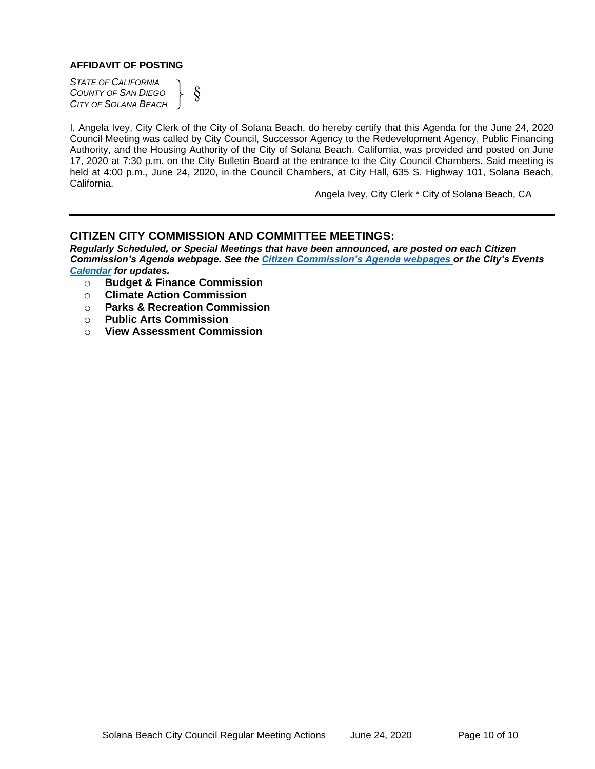**AFFIDAVIT OF POSTING**

*STATE OF CALIFORNIA*
*COUNTY OF SAN DIEGO* } §
*CITY OF SOLANA BEACH*

I, Angela Ivey, City Clerk of the City of Solana Beach, do hereby certify that this Agenda for the June 24, 2020 Council Meeting was called by City Council, Successor Agency to the Redevelopment Agency, Public Financing Authority, and the Housing Authority of the City of Solana Beach, California, was provided and posted on June 17, 2020 at 7:30 p.m. on the City Bulletin Board at the entrance to the City Council Chambers. Said meeting is held at 4:00 p.m., June 24, 2020, in the Council Chambers, at City Hall, 635 S. Highway 101, Solana Beach, California.

Angela Ivey, City Clerk * City of Solana Beach, CA

---

## CITIZEN CITY COMMISSION AND COMMITTEE MEETINGS:

***Regularly Scheduled, or Special Meetings that have been announced, are posted on each Citizen Commission's Agenda webpage. See the Citizen Commission's Agenda webpages or the City's Events Calendar for updates.***

- **Budget & Finance Commission**
- **Climate Action Commission**
- **Parks & Recreation Commission**
- **Public Arts Commission**
- **View Assessment Commission**